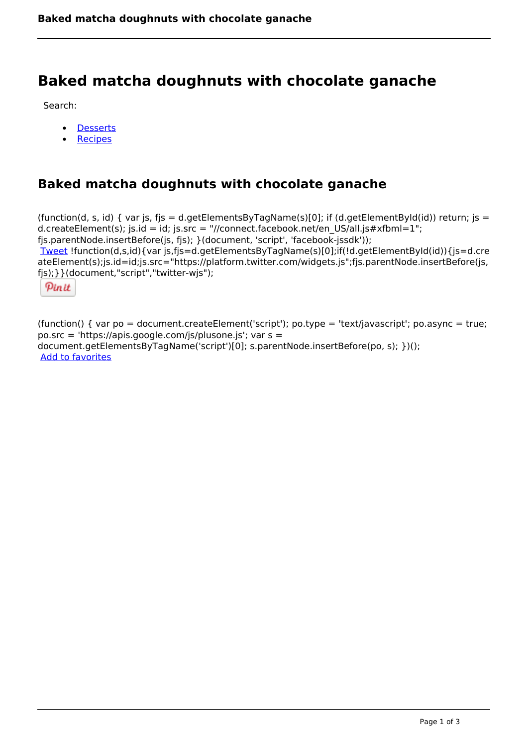# Baked matcha doughnuts with chocolate ganache

Search:

- Desserts
- Recipes

## Baked matcha doughnuts with chocolate ganache

(function(d, s, id) { var js, fjs = d.getElementsByTagName(s)[0]; if (d.getElementById(id)) return; js = d.createElement(s); js.id = id; js.src = "//connect.facebook.net/en_US/all.js#xfbml=1"; fjs.parentNode.insertBefore(js, fjs); }(document, 'script', 'facebook-jssdk'));
Tweet !function(d,s,id){var js,fjs=d.getElementsByTagName(s)[0];if(!d.getElementById(id)){js=d.createElement(s);js.id=id;js.src="https://platform.twitter.com/widgets.js";fjs.parentNode.insertBefore(js,fjs);}}(document,"script","twitter-wjs");

Pin it

(function() { var po = document.createElement('script'); po.type = 'text/javascript'; po.async = true; po.src = 'https://apis.google.com/js/plusone.js'; var s = document.getElementsByTagName('script')[0]; s.parentNode.insertBefore(po, s); })();
Add to favorites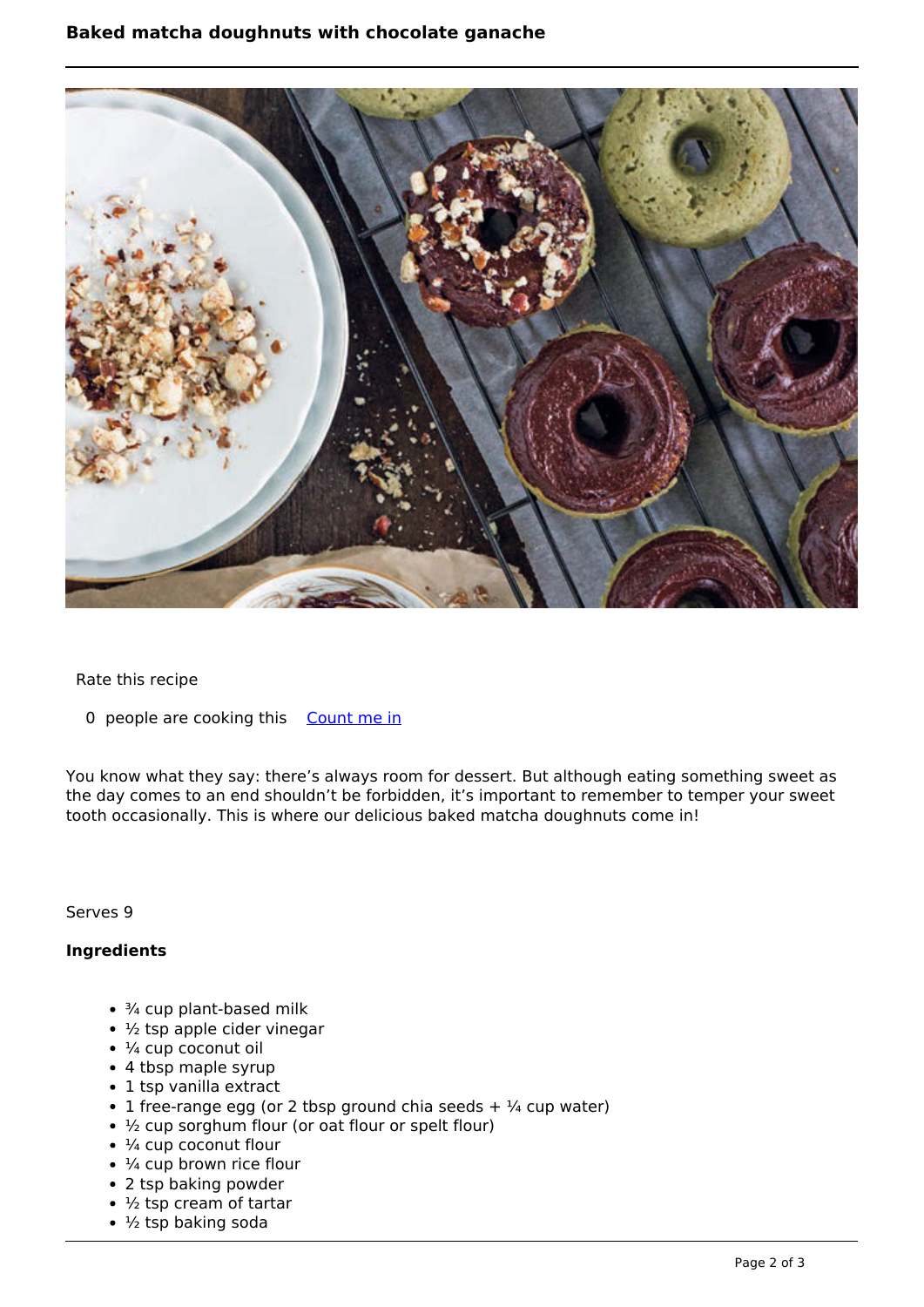# Baked matcha doughnuts with chocolate ganache

Rate this recipe

0 people are cooking this [Count me in]

You know what they say: there's always room for dessert. But although eating something sweet as the day comes to an end shouldn't be forbidden, it's important to remember to temper your sweet tooth occasionally. This is where our delicious baked matcha doughnuts come in!

Serves 9

**Ingredients**

- ¾ cup plant-based milk
- ½ tsp apple cider vinegar
- ¼ cup coconut oil
- 4 tbsp maple syrup
- 1 tsp vanilla extract
- 1 free-range egg (or 2 tbsp ground chia seeds + ¼ cup water)
- ½ cup sorghum flour (or oat flour or spelt flour)
- ¼ cup coconut flour
- ¼ cup brown rice flour
- 2 tsp baking powder
- ½ tsp cream of tartar
- ½ tsp baking soda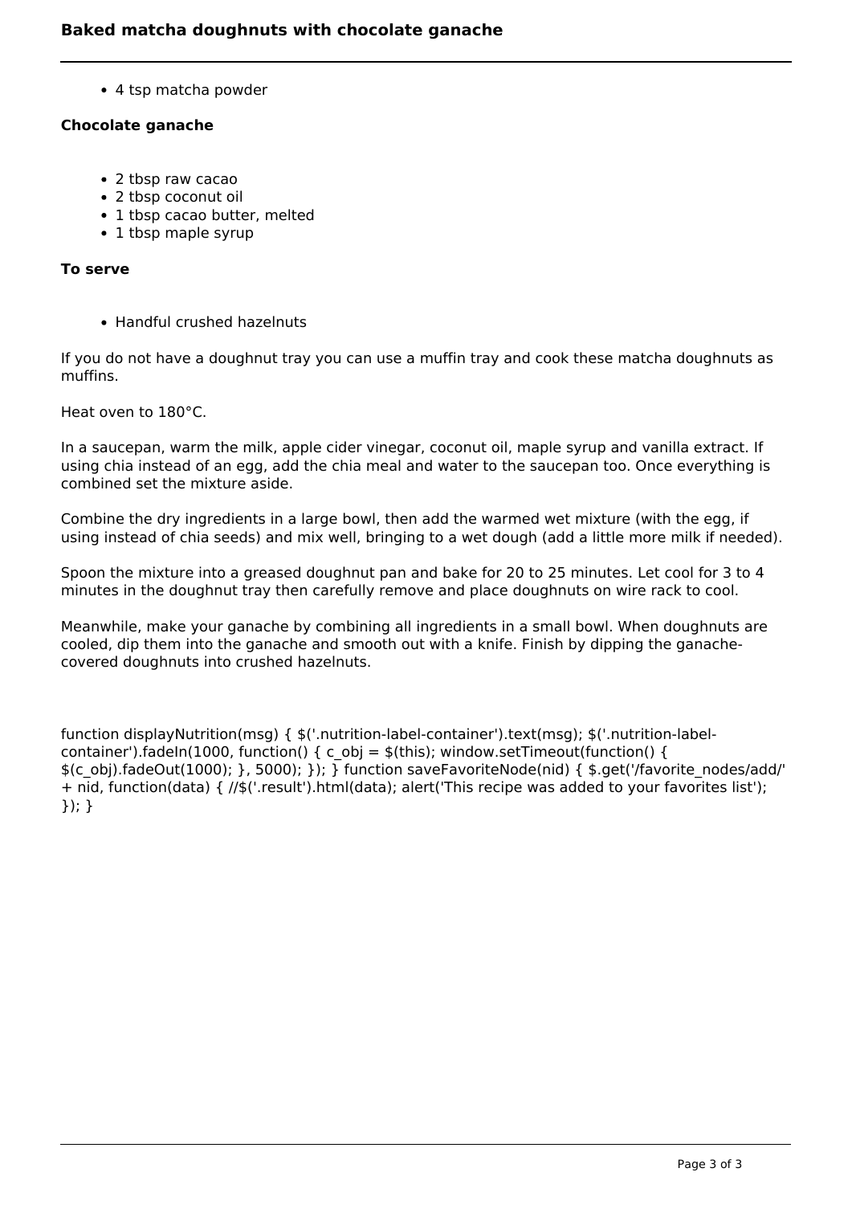- 4 tsp matcha powder

**Chocolate ganache**

- 2 tbsp raw cacao
- 2 tbsp coconut oil
- 1 tbsp cacao butter, melted
- 1 tbsp maple syrup

**To serve**

- Handful crushed hazelnuts

If you do not have a doughnut tray you can use a muffin tray and cook these matcha doughnuts as muffins.

Heat oven to 180°C.

In a saucepan, warm the milk, apple cider vinegar, coconut oil, maple syrup and vanilla extract. If using chia instead of an egg, add the chia meal and water to the saucepan too. Once everything is combined set the mixture aside.

Combine the dry ingredients in a large bowl, then add the warmed wet mixture (with the egg, if using instead of chia seeds) and mix well, bringing to a wet dough (add a little more milk if needed).

Spoon the mixture into a greased doughnut pan and bake for 20 to 25 minutes. Let cool for 3 to 4 minutes in the doughnut tray then carefully remove and place doughnuts on wire rack to cool.

Meanwhile, make your ganache by combining all ingredients in a small bowl. When doughnuts are cooled, dip them into the ganache and smooth out with a knife. Finish by dipping the ganache-covered doughnuts into crushed hazelnuts.

```
function displayNutrition(msg) { $('.nutrition-label-container').text(msg); $('.nutrition-label-container').fadeIn(1000, function() { c_obj = $(this); window.setTimeout(function() { $(c_obj).fadeOut(1000); }, 5000); }); } function saveFavoriteNode(nid) { $.get('/favorite_nodes/add/' + nid, function(data) { //$('.result').html(data); alert('This recipe was added to your favorites list'); }); }
```